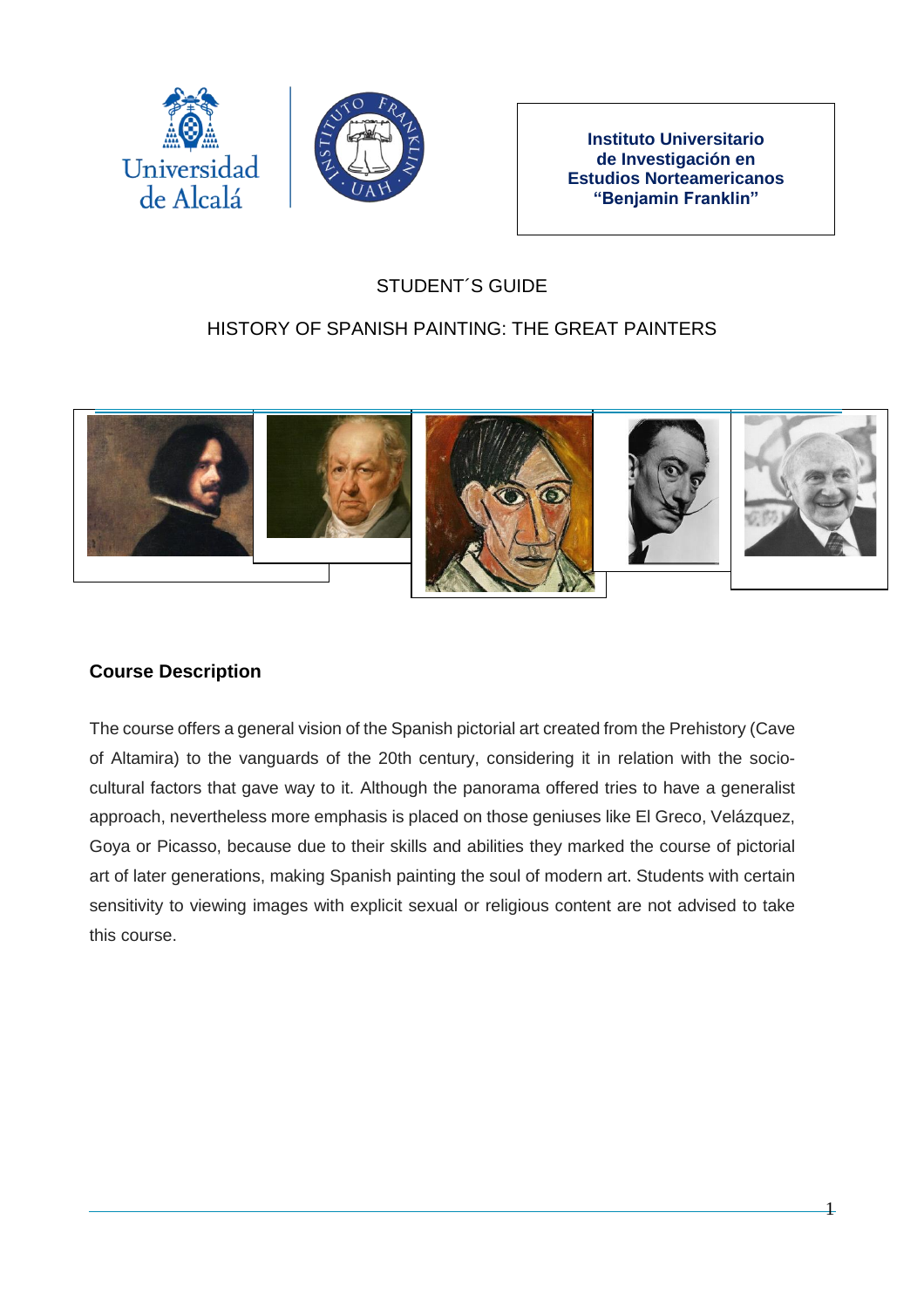Universidad de Alcalá

Instituto Universitario de Investigación en Estudios Norteamericanos "Benjamin Franklin"

STUDENT´S GUIDE

HISTORY OF SPANISH PAINTING: THE GREAT PAINTERS

## Course Description

The course offers a general vision of the Spanish pictorial art created from the Prehistory (Cave of Altamira) to the vanguards of the 20th century, considering it in relation with the socio-cultural factors that gave way to it. Although the panorama offered tries to have a generalist approach, nevertheless more emphasis is placed on those geniuses like El Greco, Velázquez, Goya or Picasso, because due to their skills and abilities they marked the course of pictorial art of later generations, making Spanish painting the soul of modern art. Students with certain sensitivity to viewing images with explicit sexual or religious content are not advised to take this course.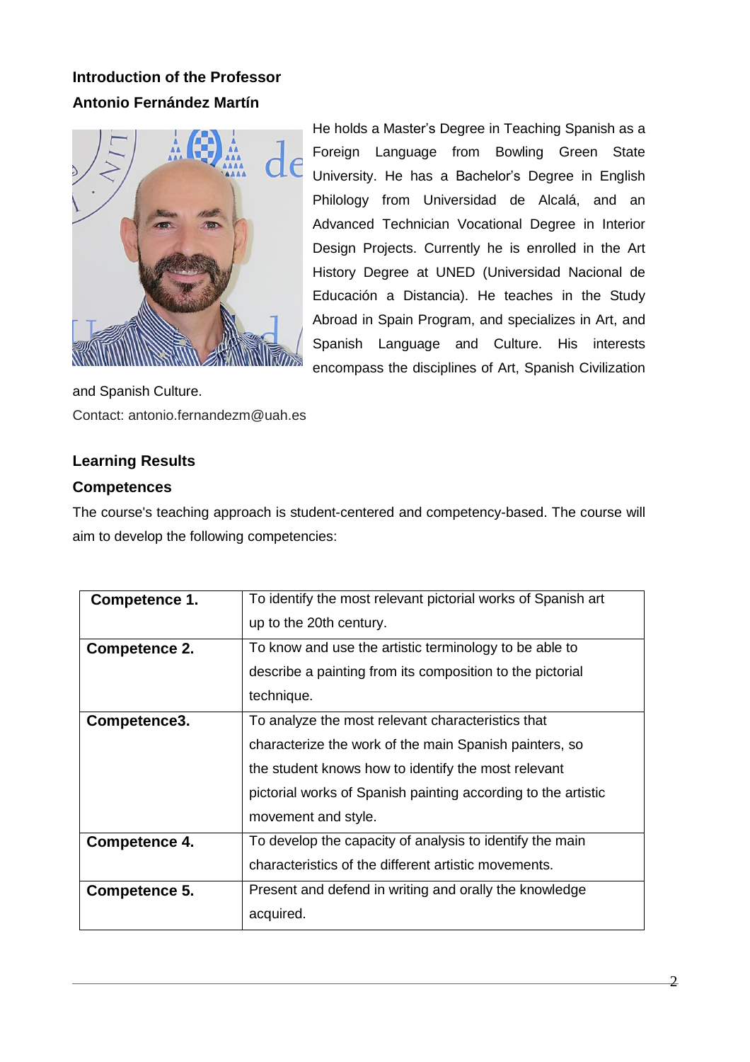**Introduction of the Professor**

**Antonio Fernández Martín**

He holds a Master's Degree in Teaching Spanish as a Foreign Language from Bowling Green State University. He has a Bachelor's Degree in English Philology from Universidad de Alcalá, and an Advanced Technician Vocational Degree in Interior Design Projects. Currently he is enrolled in the Art History Degree at UNED (Universidad Nacional de Educación a Distancia). He teaches in the Study Abroad in Spain Program, and specializes in Art, and Spanish Language and Culture. His interests encompass the disciplines of Art, Spanish Civilization and Spanish Culture.

Contact: antonio.fernandezm@uah.es

## Learning Results

### Competences

The course's teaching approach is student-centered and competency-based. The course will aim to develop the following competencies:

| | |
|---|---|
| **Competence 1.** | To identify the most relevant pictorial works of Spanish art up to the 20th century. |
| **Competence 2.** | To know and use the artistic terminology to be able to describe a painting from its composition to the pictorial technique. |
| **Competence3.** | To analyze the most relevant characteristics that characterize the work of the main Spanish painters, so the student knows how to identify the most relevant pictorial works of Spanish painting according to the artistic movement and style. |
| **Competence 4.** | To develop the capacity of analysis to identify the main characteristics of the different artistic movements. |
| **Competence 5.** | Present and defend in writing and orally the knowledge acquired. |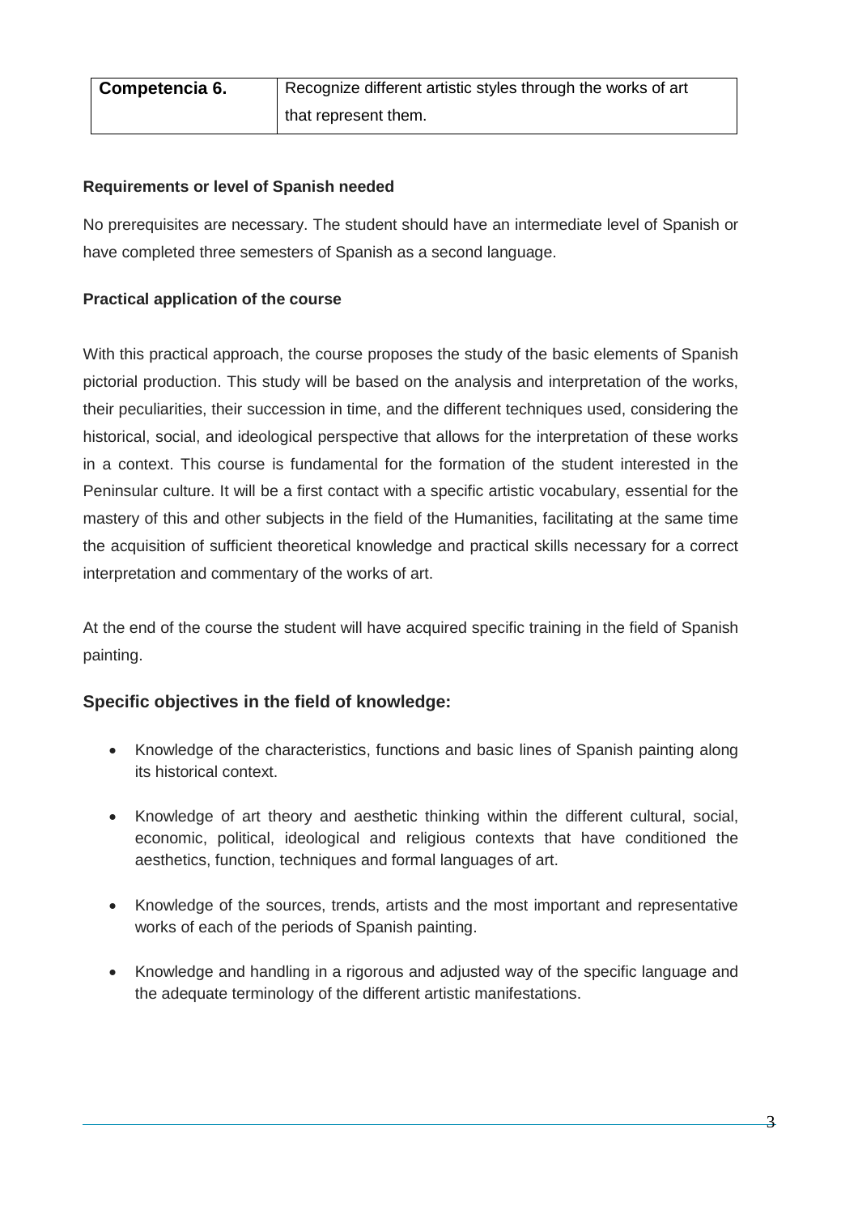| | |
|---|---|
| **Competencia 6.** | Recognize different artistic styles through the works of art that represent them. |

**Requirements or level of Spanish needed**

No prerequisites are necessary. The student should have an intermediate level of Spanish or have completed three semesters of Spanish as a second language.

**Practical application of the course**

With this practical approach, the course proposes the study of the basic elements of Spanish pictorial production. This study will be based on the analysis and interpretation of the works, their peculiarities, their succession in time, and the different techniques used, considering the historical, social, and ideological perspective that allows for the interpretation of these works in a context. This course is fundamental for the formation of the student interested in the Peninsular culture. It will be a first contact with a specific artistic vocabulary, essential for the mastery of this and other subjects in the field of the Humanities, facilitating at the same time the acquisition of sufficient theoretical knowledge and practical skills necessary for a correct interpretation and commentary of the works of art.

At the end of the course the student will have acquired specific training in the field of Spanish painting.

## Specific objectives in the field of knowledge:

- Knowledge of the characteristics, functions and basic lines of Spanish painting along its historical context.
- Knowledge of art theory and aesthetic thinking within the different cultural, social, economic, political, ideological and religious contexts that have conditioned the aesthetics, function, techniques and formal languages of art.
- Knowledge of the sources, trends, artists and the most important and representative works of each of the periods of Spanish painting.
- Knowledge and handling in a rigorous and adjusted way of the specific language and the adequate terminology of the different artistic manifestations.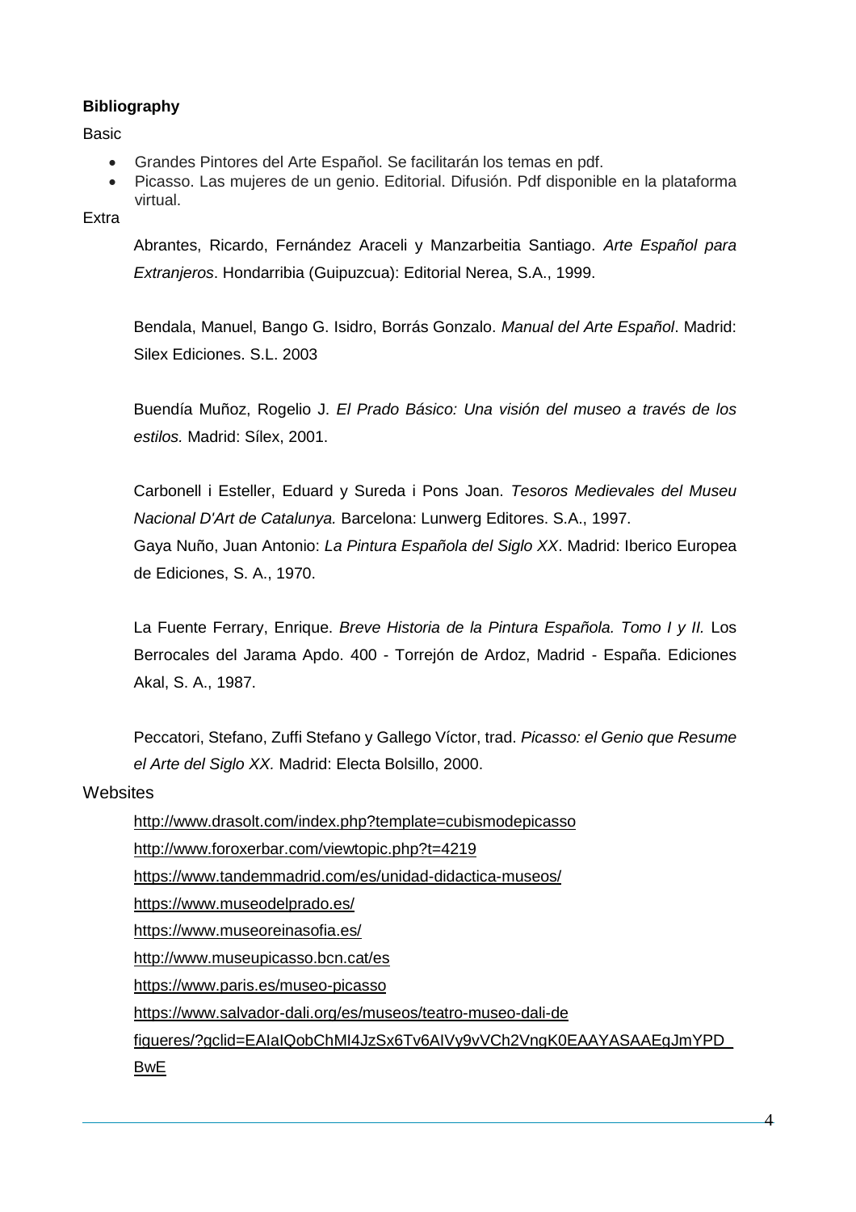**Bibliography**

Basic

- Grandes Pintores del Arte Español. Se facilitarán los temas en pdf.
- Picasso. Las mujeres de un genio. Editorial. Difusión. Pdf disponible en la plataforma virtual.

Extra

Abrantes, Ricardo, Fernández Araceli y Manzarbeitia Santiago. *Arte Español para Extranjeros*. Hondarribia (Guipuzcua): Editorial Nerea, S.A., 1999.

Bendala, Manuel, Bango G. Isidro, Borrás Gonzalo. *Manual del Arte Español*. Madrid: Silex Ediciones. S.L. 2003

Buendía Muñoz, Rogelio J. *El Prado Básico: Una visión del museo a través de los estilos.* Madrid: Sílex, 2001.

Carbonell i Esteller, Eduard y Sureda i Pons Joan. *Tesoros Medievales del Museu Nacional D'Art de Catalunya.* Barcelona: Lunwerg Editores. S.A., 1997.

Gaya Nuño, Juan Antonio: *La Pintura Española del Siglo XX*. Madrid: Iberico Europea de Ediciones, S. A., 1970.

La Fuente Ferrary, Enrique. *Breve Historia de la Pintura Española. Tomo I y II.* Los Berrocales del Jarama Apdo. 400 - Torrejón de Ardoz, Madrid - España. Ediciones Akal, S. A., 1987.

Peccatori, Stefano, Zuffi Stefano y Gallego Víctor, trad. *Picasso: el Genio que Resume el Arte del Siglo XX.* Madrid: Electa Bolsillo, 2000.

Websites

http://www.drasolt.com/index.php?template=cubismodepicasso

http://www.foroxerbar.com/viewtopic.php?t=4219

https://www.tandemmadrid.com/es/unidad-didactica-museos/

https://www.museodelprado.es/

https://www.museoreinasofia.es/

http://www.museupicasso.bcn.cat/es

https://www.paris.es/museo-picasso

https://www.salvador-dali.org/es/museos/teatro-museo-dali-de-figueres/?gclid=EAIaIQobChMI4JzSx6Tv6AIVy9vVCh2VngK0EAAYASAAEgJmYPD_BwE